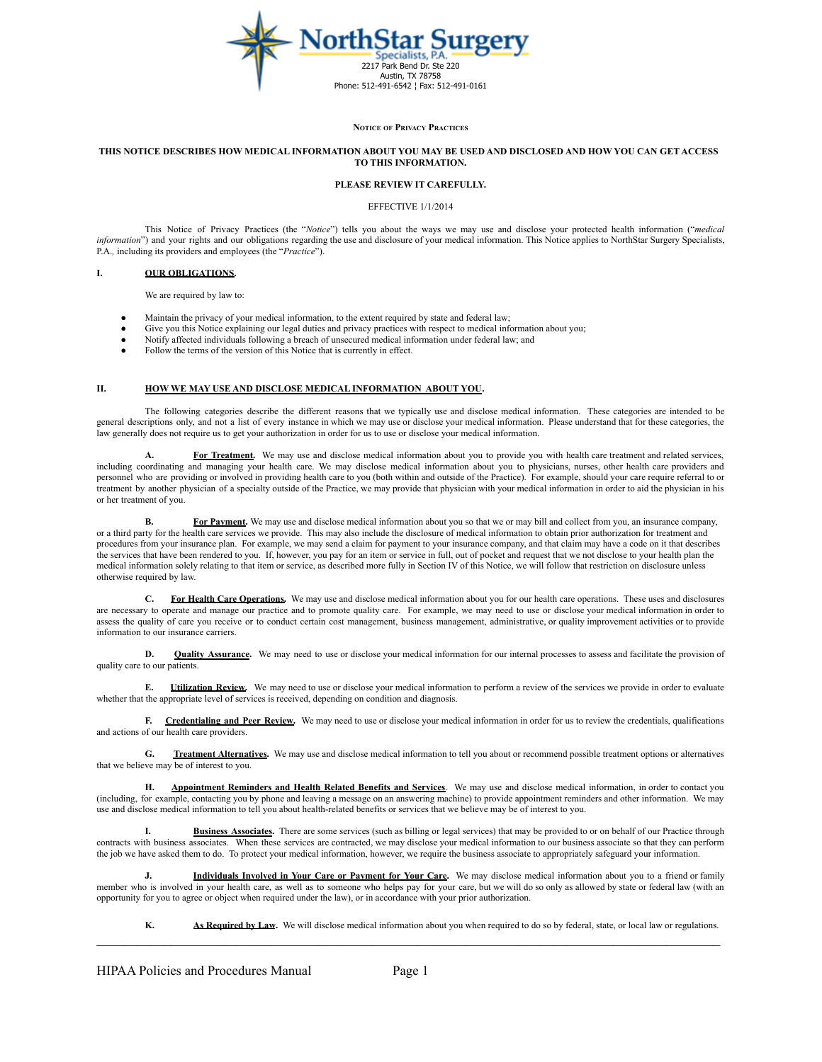NorthStar Surgery Specialists, P.A.
2217 Park Bend Dr. Ste 220
Austin, TX 78758
Phone: 512-491-6542 ¦ Fax: 512-491-0161

# Notice of Privacy Practices

**THIS NOTICE DESCRIBES HOW MEDICAL INFORMATION ABOUT YOU MAY BE USED AND DISCLOSED AND HOW YOU CAN GET ACCESS TO THIS INFORMATION.**

**PLEASE REVIEW IT CAREFULLY.**

EFFECTIVE 1/1/2014

This Notice of Privacy Practices (the "*Notice*") tells you about the ways we may use and disclose your protected health information ("*medical information*") and your rights and our obligations regarding the use and disclosure of your medical information. This Notice applies to NorthStar Surgery Specialists, P.A., including its providers and employees (the "*Practice*").

## I. OUR OBLIGATIONS.

We are required by law to:

- Maintain the privacy of your medical information, to the extent required by state and federal law;
- Give you this Notice explaining our legal duties and privacy practices with respect to medical information about you;
- Notify affected individuals following a breach of unsecured medical information under federal law; and
- Follow the terms of the version of this Notice that is currently in effect.

## II. HOW WE MAY USE AND DISCLOSE MEDICAL INFORMATION ABOUT YOU.

The following categories describe the different reasons that we typically use and disclose medical information. These categories are intended to be general descriptions only, and not a list of every instance in which we may use or disclose your medical information. Please understand that for these categories, the law generally does not require us to get your authorization in order for us to use or disclose your medical information.

**A. For Treatment.** We may use and disclose medical information about you to provide you with health care treatment and related services, including coordinating and managing your health care. We may disclose medical information about you to physicians, nurses, other health care providers and personnel who are providing or involved in providing health care to you (both within and outside of the Practice). For example, should your care require referral to or treatment by another physician of a specialty outside of the Practice, we may provide that physician with your medical information in order to aid the physician in his or her treatment of you.

**B. For Payment.** We may use and disclose medical information about you so that we or may bill and collect from you, an insurance company, or a third party for the health care services we provide. This may also include the disclosure of medical information to obtain prior authorization for treatment and procedures from your insurance plan. For example, we may send a claim for payment to your insurance company, and that claim may have a code on it that describes the services that have been rendered to you. If, however, you pay for an item or service in full, out of pocket and request that we not disclose to your health plan the medical information solely relating to that item or service, as described more fully in Section IV of this Notice, we will follow that restriction on disclosure unless otherwise required by law.

**C. For Health Care Operations.** We may use and disclose medical information about you for our health care operations. These uses and disclosures are necessary to operate and manage our practice and to promote quality care. For example, we may need to use or disclose your medical information in order to assess the quality of care you receive or to conduct certain cost management, business management, administrative, or quality improvement activities or to provide information to our insurance carriers.

**D. Quality Assurance.** We may need to use or disclose your medical information for our internal processes to assess and facilitate the provision of quality care to our patients.

**E. Utilization Review.** We may need to use or disclose your medical information to perform a review of the services we provide in order to evaluate whether that the appropriate level of services is received, depending on condition and diagnosis.

**F. Credentialing and Peer Review.** We may need to use or disclose your medical information in order for us to review the credentials, qualifications and actions of our health care providers.

**G. Treatment Alternatives.** We may use and disclose medical information to tell you about or recommend possible treatment options or alternatives that we believe may be of interest to you.

**H. Appointment Reminders and Health Related Benefits and Services.** We may use and disclose medical information, in order to contact you (including, for example, contacting you by phone and leaving a message on an answering machine) to provide appointment reminders and other information. We may use and disclose medical information to tell you about health-related benefits or services that we believe may be of interest to you.

**I. Business Associates.** There are some services (such as billing or legal services) that may be provided to or on behalf of our Practice through contracts with business associates. When these services are contracted, we may disclose your medical information to our business associate so that they can perform the job we have asked them to do. To protect your medical information, however, we require the business associate to appropriately safeguard your information.

**J. Individuals Involved in Your Care or Payment for Your Care.** We may disclose medical information about you to a friend or family member who is involved in your health care, as well as to someone who helps pay for your care, but we will do so only as allowed by state or federal law (with an opportunity for you to agree or object when required under the law), or in accordance with your prior authorization.

**K. As Required by Law.** We will disclose medical information about you when required to do so by federal, state, or local law or regulations.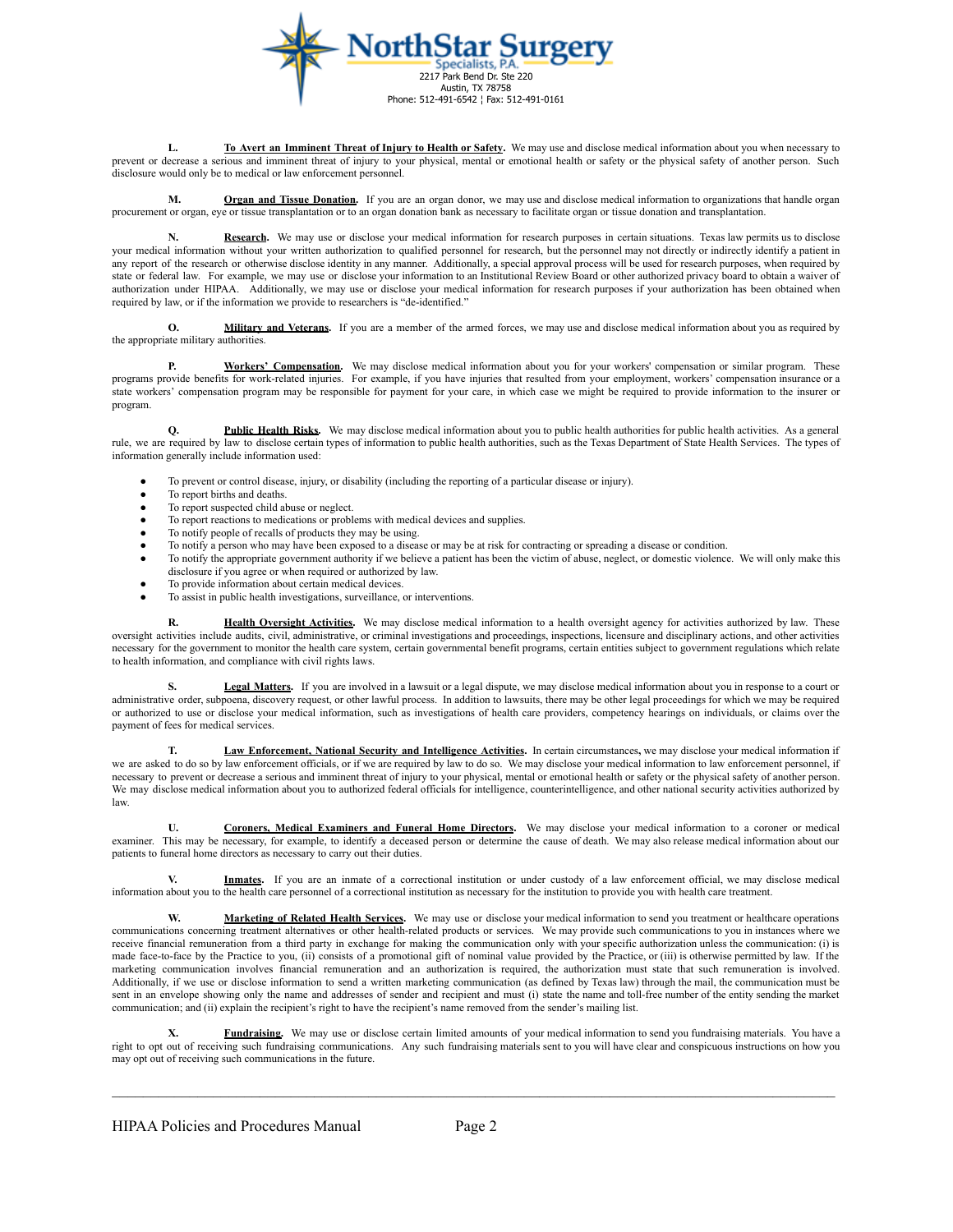**L.** **To Avert an Imminent Threat of Injury to Health or Safety**. We may use and disclose medical information about you when necessary to prevent or decrease a serious and imminent threat of injury to your physical, mental or emotional health or safety or the physical safety of another person. Such disclosure would only be to medical or law enforcement personnel.

**M.** **Organ and Tissue Donation.** If you are an organ donor, we may use and disclose medical information to organizations that handle organ procurement or organ, eye or tissue transplantation or to an organ donation bank as necessary to facilitate organ or tissue donation and transplantation.

**N.** **Research.** We may use or disclose your medical information for research purposes in certain situations. Texas law permits us to disclose your medical information without your written authorization to qualified personnel for research, but the personnel may not directly or indirectly identify a patient in any report of the research or otherwise disclose identity in any manner. Additionally, a special approval process will be used for research purposes, when required by state or federal law. For example, we may use or disclose your information to an Institutional Review Board or other authorized privacy board to obtain a waiver of authorization under HIPAA. Additionally, we may use or disclose your medical information for research purposes if your authorization has been obtained when required by law, or if the information we provide to researchers is "de-identified."

**O.** **Military and Veterans.** If you are a member of the armed forces, we may use and disclose medical information about you as required by the appropriate military authorities.

**P.** **Workers' Compensation.** We may disclose medical information about you for your workers' compensation or similar program. These programs provide benefits for work-related injuries. For example, if you have injuries that resulted from your employment, workers' compensation insurance or a state workers' compensation program may be responsible for payment for your care, in which case we might be required to provide information to the insurer or program.

**Q.** **Public Health Risks.** We may disclose medical information about you to public health authorities for public health activities. As a general rule, we are required by law to disclose certain types of information to public health authorities, such as the Texas Department of State Health Services. The types of information generally include information used:

- To prevent or control disease, injury, or disability (including the reporting of a particular disease or injury).
- To report births and deaths.
- To report suspected child abuse or neglect.
- To report reactions to medications or problems with medical devices and supplies.
- To notify people of recalls of products they may be using.
- To notify a person who may have been exposed to a disease or may be at risk for contracting or spreading a disease or condition.
- To notify the appropriate government authority if we believe a patient has been the victim of abuse, neglect, or domestic violence. We will only make this disclosure if you agree or when required or authorized by law.
- To provide information about certain medical devices.
- To assist in public health investigations, surveillance, or interventions.

**R.** **Health Oversight Activities.** We may disclose medical information to a health oversight agency for activities authorized by law. These oversight activities include audits, civil, administrative, or criminal investigations and proceedings, inspections, licensure and disciplinary actions, and other activities necessary for the government to monitor the health care system, certain governmental benefit programs, certain entities subject to government regulations which relate to health information, and compliance with civil rights laws.

**S.** **Legal Matters.** If you are involved in a lawsuit or a legal dispute, we may disclose medical information about you in response to a court or administrative order, subpoena, discovery request, or other lawful process. In addition to lawsuits, there may be other legal proceedings for which we may be required or authorized to use or disclose your medical information, such as investigations of health care providers, competency hearings on individuals, or claims over the payment of fees for medical services.

**T.** **Law Enforcement, National Security and Intelligence Activities.** In certain circumstances, we may disclose your medical information if we are asked to do so by law enforcement officials, or if we are required by law to do so. We may disclose your medical information to law enforcement personnel, if necessary to prevent or decrease a serious and imminent threat of injury to your physical, mental or emotional health or safety or the physical safety of another person. We may disclose medical information about you to authorized federal officials for intelligence, counterintelligence, and other national security activities authorized by law.

**U.** **Coroners, Medical Examiners and Funeral Home Directors.** We may disclose your medical information to a coroner or medical examiner. This may be necessary, for example, to identify a deceased person or determine the cause of death. We may also release medical information about our patients to funeral home directors as necessary to carry out their duties.

**V.** **Inmates.** If you are an inmate of a correctional institution or under custody of a law enforcement official, we may disclose medical information about you to the health care personnel of a correctional institution as necessary for the institution to provide you with health care treatment.

**W.** **Marketing of Related Health Services.** We may use or disclose your medical information to send you treatment or healthcare operations communications concerning treatment alternatives or other health-related products or services. We may provide such communications to you in instances where we receive financial remuneration from a third party in exchange for making the communication only with your specific authorization unless the communication: (i) is made face-to-face by the Practice to you, (ii) consists of a promotional gift of nominal value provided by the Practice, or (iii) is otherwise permitted by law. If the marketing communication involves financial remuneration and an authorization is required, the authorization must state that such remuneration is involved. Additionally, if we use or disclose information to send a written marketing communication (as defined by Texas law) through the mail, the communication must be sent in an envelope showing only the name and addresses of sender and recipient and must (i) state the name and toll-free number of the entity sending the market communication; and (ii) explain the recipient's right to have the recipient's name removed from the sender's mailing list.

**X.** **Fundraising.** We may use or disclose certain limited amounts of your medical information to send you fundraising materials. You have a right to opt out of receiving such fundraising communications. Any such fundraising materials sent to you will have clear and conspicuous instructions on how you may opt out of receiving such communications in the future.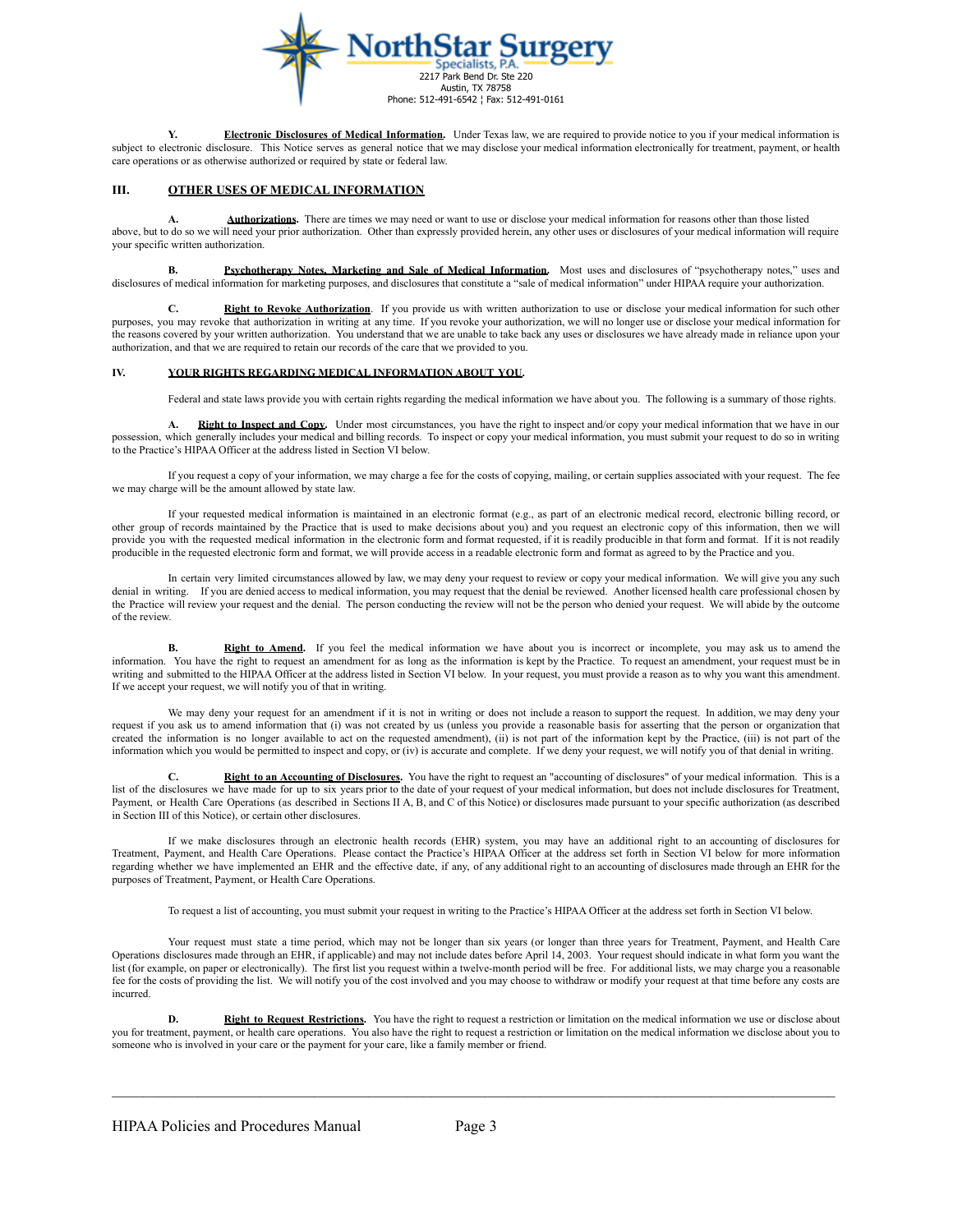**Y. Electronic Disclosures of Medical Information.** Under Texas law, we are required to provide notice to you if your medical information is subject to electronic disclosure. This Notice serves as general notice that we may disclose your medical information electronically for treatment, payment, or health care operations or as otherwise authorized or required by state or federal law.

## III. OTHER USES OF MEDICAL INFORMATION

**A. Authorizations.** There are times we may need or want to use or disclose your medical information for reasons other than those listed above, but to do so we will need your prior authorization. Other than expressly provided herein, any other uses or disclosures of your medical information will require your specific written authorization.

**B. Psychotherapy Notes, Marketing and Sale of Medical Information.** Most uses and disclosures of "psychotherapy notes," uses and disclosures of medical information for marketing purposes, and disclosures that constitute a "sale of medical information" under HIPAA require your authorization.

**C. Right to Revoke Authorization.** If you provide us with written authorization to use or disclose your medical information for such other purposes, you may revoke that authorization in writing at any time. If you revoke your authorization, we will no longer use or disclose your medical information for the reasons covered by your written authorization. You understand that we are unable to take back any uses or disclosures we have already made in reliance upon your authorization, and that we are required to retain our records of the care that we provided to you.

## IV. YOUR RIGHTS REGARDING MEDICAL INFORMATION ABOUT YOU.

Federal and state laws provide you with certain rights regarding the medical information we have about you. The following is a summary of those rights.

**A. Right to Inspect and Copy.** Under most circumstances, you have the right to inspect and/or copy your medical information that we have in our possession, which generally includes your medical and billing records. To inspect or copy your medical information, you must submit your request to do so in writing to the Practice's HIPAA Officer at the address listed in Section VI below.

If you request a copy of your information, we may charge a fee for the costs of copying, mailing, or certain supplies associated with your request. The fee we may charge will be the amount allowed by state law.

If your requested medical information is maintained in an electronic format (e.g., as part of an electronic medical record, electronic billing record, or other group of records maintained by the Practice that is used to make decisions about you) and you request an electronic copy of this information, then we will provide you with the requested medical information in the electronic form and format requested, if it is readily producible in that form and format. If it is not readily producible in the requested electronic form and format, we will provide access in a readable electronic form and format as agreed to by the Practice and you.

In certain very limited circumstances allowed by law, we may deny your request to review or copy your medical information. We will give you any such denial in writing. If you are denied access to medical information, you may request that the denial be reviewed. Another licensed health care professional chosen by the Practice will review your request and the denial. The person conducting the review will not be the person who denied your request. We will abide by the outcome of the review.

**B. Right to Amend.** If you feel the medical information we have about you is incorrect or incomplete, you may ask us to amend the information. You have the right to request an amendment for as long as the information is kept by the Practice. To request an amendment, your request must be in writing and submitted to the HIPAA Officer at the address listed in Section VI below. In your request, you must provide a reason as to why you want this amendment. If we accept your request, we will notify you of that in writing.

We may deny your request for an amendment if it is not in writing or does not include a reason to support the request. In addition, we may deny your request if you ask us to amend information that (i) was not created by us (unless you provide a reasonable basis for asserting that the person or organization that created the information is no longer available to act on the requested amendment), (ii) is not part of the information kept by the Practice, (iii) is not part of the information which you would be permitted to inspect and copy, or (iv) is accurate and complete. If we deny your request, we will notify you of that denial in writing.

**C. Right to an Accounting of Disclosures.** You have the right to request an "accounting of disclosures" of your medical information. This is a list of the disclosures we have made for up to six years prior to the date of your request of your medical information, but does not include disclosures for Treatment, Payment, or Health Care Operations (as described in Sections II A, B, and C of this Notice) or disclosures made pursuant to your specific authorization (as described in Section III of this Notice), or certain other disclosures.

If we make disclosures through an electronic health records (EHR) system, you may have an additional right to an accounting of disclosures for Treatment, Payment, and Health Care Operations. Please contact the Practice's HIPAA Officer at the address set forth in Section VI below for more information regarding whether we have implemented an EHR and the effective date, if any, of any additional right to an accounting of disclosures made through an EHR for the purposes of Treatment, Payment, or Health Care Operations.

To request a list of accounting, you must submit your request in writing to the Practice's HIPAA Officer at the address set forth in Section VI below.

Your request must state a time period, which may not be longer than six years (or longer than three years for Treatment, Payment, and Health Care Operations disclosures made through an EHR, if applicable) and may not include dates before April 14, 2003. Your request should indicate in what form you want the list (for example, on paper or electronically). The first list you request within a twelve-month period will be free. For additional lists, we may charge you a reasonable fee for the costs of providing the list. We will notify you of the cost involved and you may choose to withdraw or modify your request at that time before any costs are incurred.

**D. Right to Request Restrictions.** You have the right to request a restriction or limitation on the medical information we use or disclose about you for treatment, payment, or health care operations. You also have the right to request a restriction or limitation on the medical information we disclose about you to someone who is involved in your care or the payment for your care, like a family member or friend.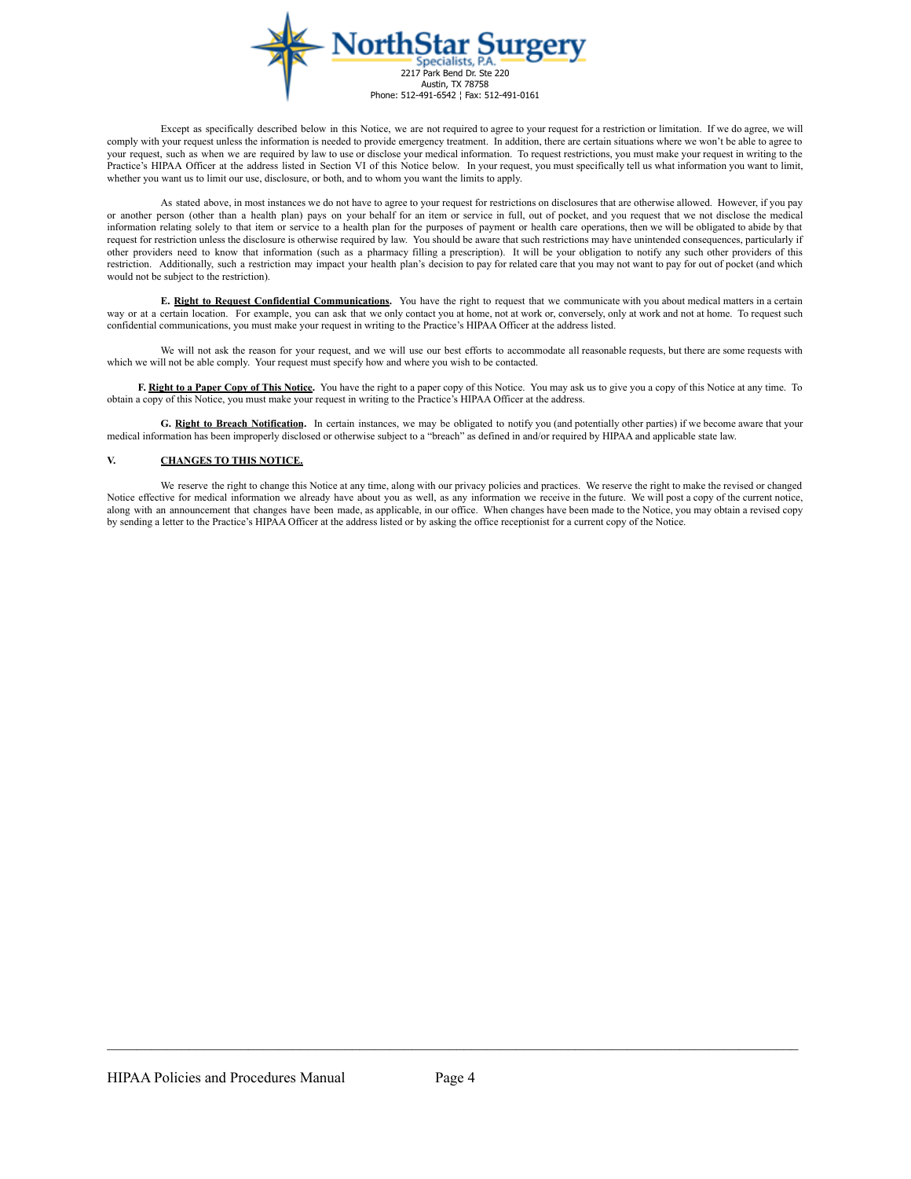Except as specifically described below in this Notice, we are not required to agree to your request for a restriction or limitation. If we do agree, we will comply with your request unless the information is needed to provide emergency treatment. In addition, there are certain situations where we won't be able to agree to your request, such as when we are required by law to use or disclose your medical information. To request restrictions, you must make your request in writing to the Practice's HIPAA Officer at the address listed in Section VI of this Notice below. In your request, you must specifically tell us what information you want to limit, whether you want us to limit our use, disclosure, or both, and to whom you want the limits to apply.

As stated above, in most instances we do not have to agree to your request for restrictions on disclosures that are otherwise allowed. However, if you pay or another person (other than a health plan) pays on your behalf for an item or service in full, out of pocket, and you request that we not disclose the medical information relating solely to that item or service to a health plan for the purposes of payment or health care operations, then we will be obligated to abide by that request for restriction unless the disclosure is otherwise required by law. You should be aware that such restrictions may have unintended consequences, particularly if other providers need to know that information (such as a pharmacy filling a prescription). It will be your obligation to notify any such other providers of this restriction. Additionally, such a restriction may impact your health plan's decision to pay for related care that you may not want to pay for out of pocket (and which would not be subject to the restriction).

**E. Right to Request Confidential Communications.** You have the right to request that we communicate with you about medical matters in a certain way or at a certain location. For example, you can ask that we only contact you at home, not at work or, conversely, only at work and not at home. To request such confidential communications, you must make your request in writing to the Practice's HIPAA Officer at the address listed.

We will not ask the reason for your request, and we will use our best efforts to accommodate all reasonable requests, but there are some requests with which we will not be able comply. Your request must specify how and where you wish to be contacted.

**F. Right to a Paper Copy of This Notice.** You have the right to a paper copy of this Notice. You may ask us to give you a copy of this Notice at any time. To obtain a copy of this Notice, you must make your request in writing to the Practice's HIPAA Officer at the address.

**G. Right to Breach Notification.** In certain instances, we may be obligated to notify you (and potentially other parties) if we become aware that your medical information has been improperly disclosed or otherwise subject to a "breach" as defined in and/or required by HIPAA and applicable state law.

## V. CHANGES TO THIS NOTICE.

We reserve the right to change this Notice at any time, along with our privacy policies and practices. We reserve the right to make the revised or changed Notice effective for medical information we already have about you as well, as any information we receive in the future. We will post a copy of the current notice, along with an announcement that changes have been made, as applicable, in our office. When changes have been made to the Notice, you may obtain a revised copy by sending a letter to the Practice's HIPAA Officer at the address listed or by asking the office receptionist for a current copy of the Notice.